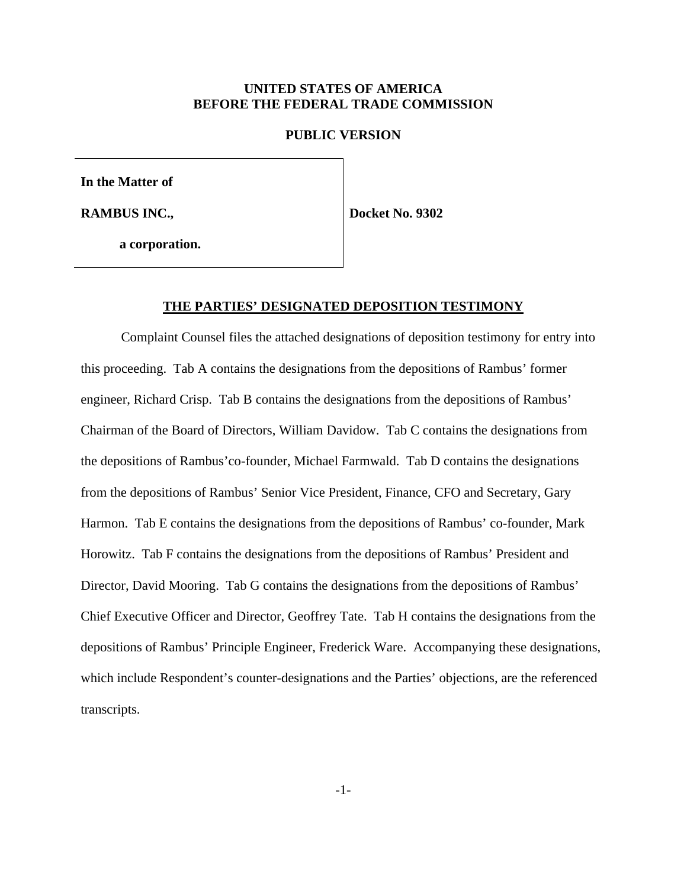**UNITED STATES OF AMERICA**
**BEFORE THE FEDERAL TRADE COMMISSION**

**PUBLIC VERSION**

| | |
|---|---|
| **In the Matter of** | |
| **RAMBUS INC.,** | **Docket No. 9302** |
| **a corporation.** | |

**THE PARTIES' DESIGNATED DEPOSITION TESTIMONY**

Complaint Counsel files the attached designations of deposition testimony for entry into this proceeding. Tab A contains the designations from the depositions of Rambus' former engineer, Richard Crisp. Tab B contains the designations from the depositions of Rambus' Chairman of the Board of Directors, William Davidow. Tab C contains the designations from the depositions of Rambus'co-founder, Michael Farmwald. Tab D contains the designations from the depositions of Rambus' Senior Vice President, Finance, CFO and Secretary, Gary Harmon. Tab E contains the designations from the depositions of Rambus' co-founder, Mark Horowitz. Tab F contains the designations from the depositions of Rambus' President and Director, David Mooring. Tab G contains the designations from the depositions of Rambus' Chief Executive Officer and Director, Geoffrey Tate. Tab H contains the designations from the depositions of Rambus' Principle Engineer, Frederick Ware. Accompanying these designations, which include Respondent's counter-designations and the Parties' objections, are the referenced transcripts.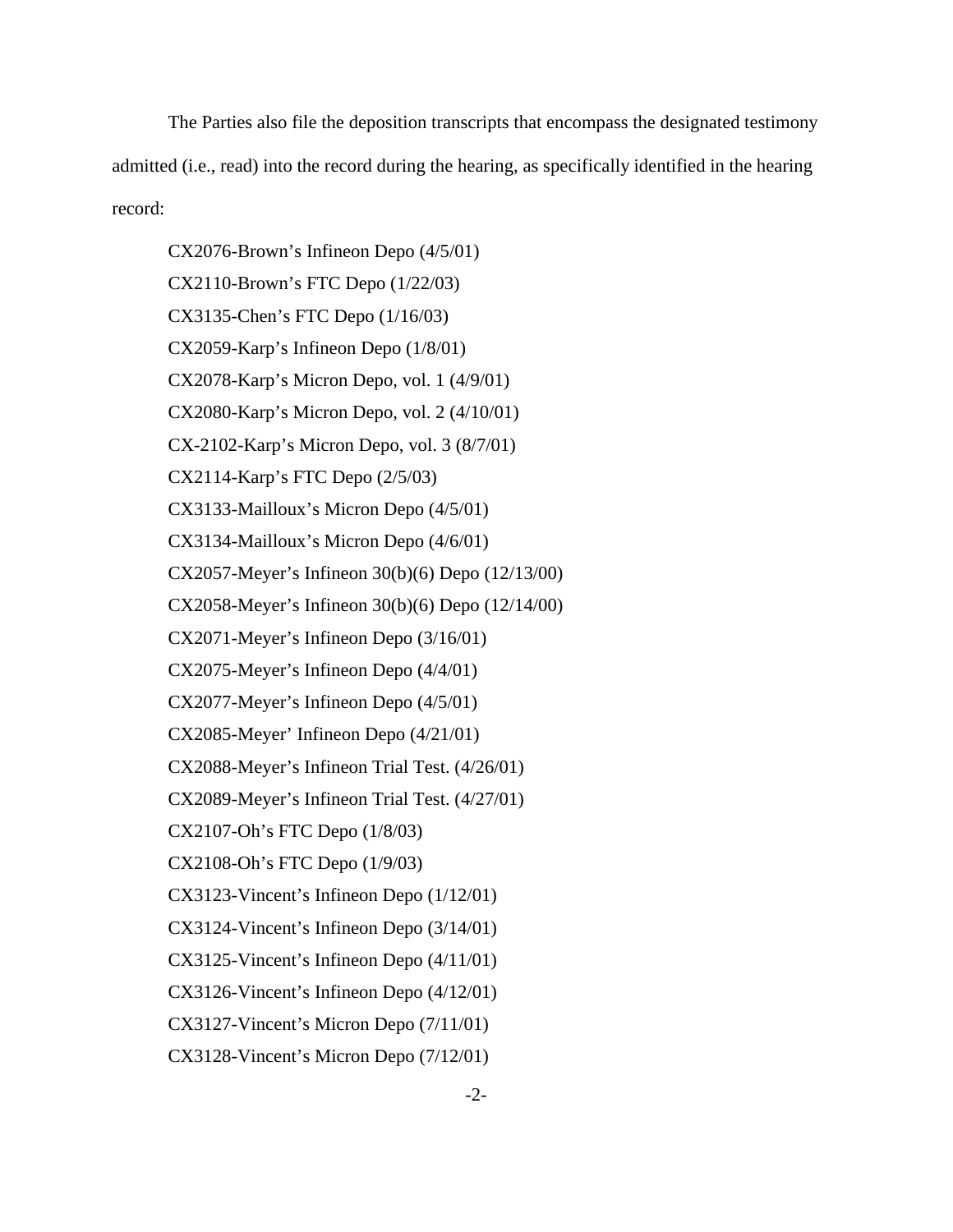The Parties also file the deposition transcripts that encompass the designated testimony admitted (i.e., read) into the record during the hearing, as specifically identified in the hearing record:

CX2076-Brown's Infineon Depo (4/5/01)
CX2110-Brown's FTC Depo (1/22/03)
CX3135-Chen's FTC Depo (1/16/03)
CX2059-Karp's Infineon Depo (1/8/01)
CX2078-Karp's Micron Depo, vol. 1 (4/9/01)
CX2080-Karp's Micron Depo, vol. 2 (4/10/01)
CX-2102-Karp's Micron Depo, vol. 3 (8/7/01)
CX2114-Karp's FTC Depo (2/5/03)
CX3133-Mailloux's Micron Depo (4/5/01)
CX3134-Mailloux's Micron Depo (4/6/01)
CX2057-Meyer's Infineon 30(b)(6) Depo (12/13/00)
CX2058-Meyer's Infineon 30(b)(6) Depo (12/14/00)
CX2071-Meyer's Infineon Depo (3/16/01)
CX2075-Meyer's Infineon Depo (4/4/01)
CX2077-Meyer's Infineon Depo (4/5/01)
CX2085-Meyer' Infineon Depo (4/21/01)
CX2088-Meyer's Infineon Trial Test. (4/26/01)
CX2089-Meyer's Infineon Trial Test. (4/27/01)
CX2107-Oh's FTC Depo (1/8/03)
CX2108-Oh's FTC Depo (1/9/03)
CX3123-Vincent's Infineon Depo (1/12/01)
CX3124-Vincent's Infineon Depo (3/14/01)
CX3125-Vincent's Infineon Depo (4/11/01)
CX3126-Vincent's Infineon Depo (4/12/01)
CX3127-Vincent's Micron Depo (7/11/01)
CX3128-Vincent's Micron Depo (7/12/01)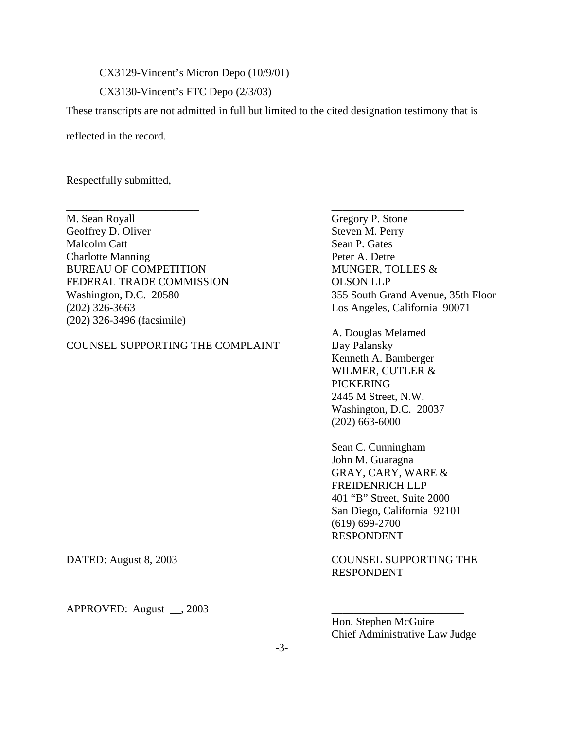CX3129-Vincent's Micron Depo (10/9/01)

CX3130-Vincent's FTC Depo (2/3/03)

These transcripts are not admitted in full but limited to the cited designation testimony that is reflected in the record.

Respectfully submitted,

\_\_\_\_\_\_\_\_\_\_\_\_\_\_\_\_\_\_\_\_\_\_\_\_\_

M. Sean Royall
Geoffrey D. Oliver
Malcolm Catt
Charlotte Manning
BUREAU OF COMPETITION
FEDERAL TRADE COMMISSION
Washington, D.C. 20580
(202) 326-3663
(202) 326-3496 (facsimile)

COUNSEL SUPPORTING THE COMPLAINT

\_\_\_\_\_\_\_\_\_\_\_\_\_\_\_\_\_\_\_\_\_\_\_\_\_

Gregory P. Stone
Steven M. Perry
Sean P. Gates
Peter A. Detre
MUNGER, TOLLES & OLSON LLP
355 South Grand Avenue, 35th Floor
Los Angeles, California 90071

A. Douglas Melamed
IJay Palansky
Kenneth A. Bamberger
WILMER, CUTLER & PICKERING
2445 M Street, N.W.
Washington, D.C. 20037
(202) 663-6000

Sean C. Cunningham
John M. Guaragna
GRAY, CARY, WARE & FREIDENRICH LLP
401 "B" Street, Suite 2000
San Diego, California 92101
(619) 699-2700
RESPONDENT

COUNSEL SUPPORTING THE RESPONDENT

DATED: August 8, 2003

APPROVED: August \_\_, 2003

\_\_\_\_\_\_\_\_\_\_\_\_\_\_\_\_\_\_\_\_\_\_\_\_\_

Hon. Stephen McGuire
Chief Administrative Law Judge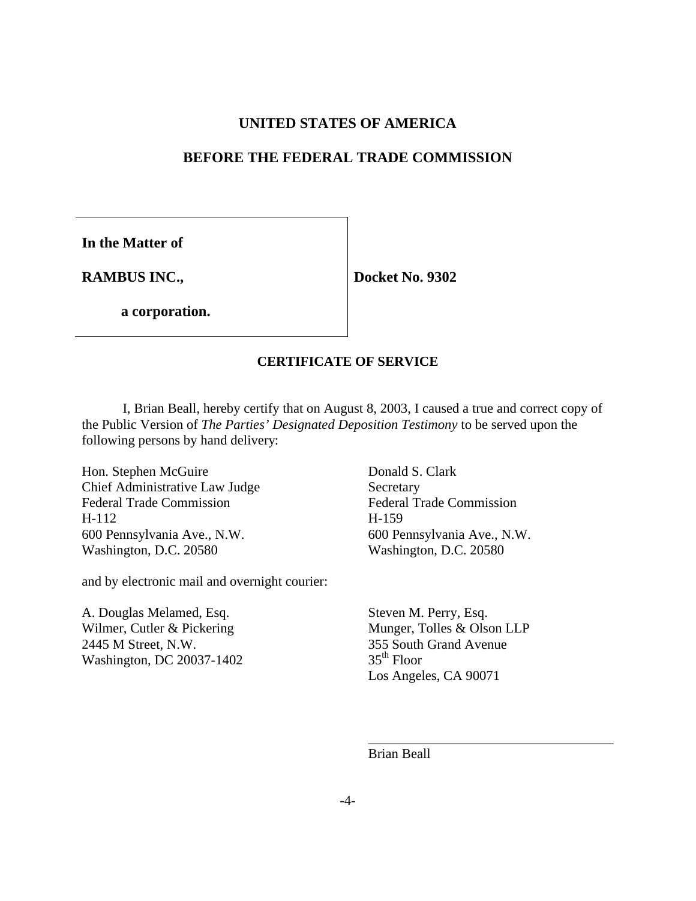**UNITED STATES OF AMERICA**

**BEFORE THE FEDERAL TRADE COMMISSION**

| | |
|---|---|
| **In the Matter of**<br><br>**RAMBUS INC.,**<br><br>**a corporation.** | **Docket No. 9302** |

**CERTIFICATE OF SERVICE**

I, Brian Beall, hereby certify that on August 8, 2003, I caused a true and correct copy of the Public Version of *The Parties' Designated Deposition Testimony* to be served upon the following persons by hand delivery:

Hon. Stephen McGuire
Chief Administrative Law Judge
Federal Trade Commission
H-112
600 Pennsylvania Ave., N.W.
Washington, D.C. 20580

Donald S. Clark
Secretary
Federal Trade Commission
H-159
600 Pennsylvania Ave., N.W.
Washington, D.C. 20580

and by electronic mail and overnight courier:

A. Douglas Melamed, Esq.
Wilmer, Cutler & Pickering
2445 M Street, N.W.
Washington, DC 20037-1402

Steven M. Perry, Esq.
Munger, Tolles & Olson LLP
355 South Grand Avenue
35th Floor
Los Angeles, CA 90071

\_\_\_\_\_\_\_\_\_\_\_\_\_\_\_\_\_\_\_\_\_\_\_\_\_\_\_\_\_\_\_\_\_\_\_\_
Brian Beall